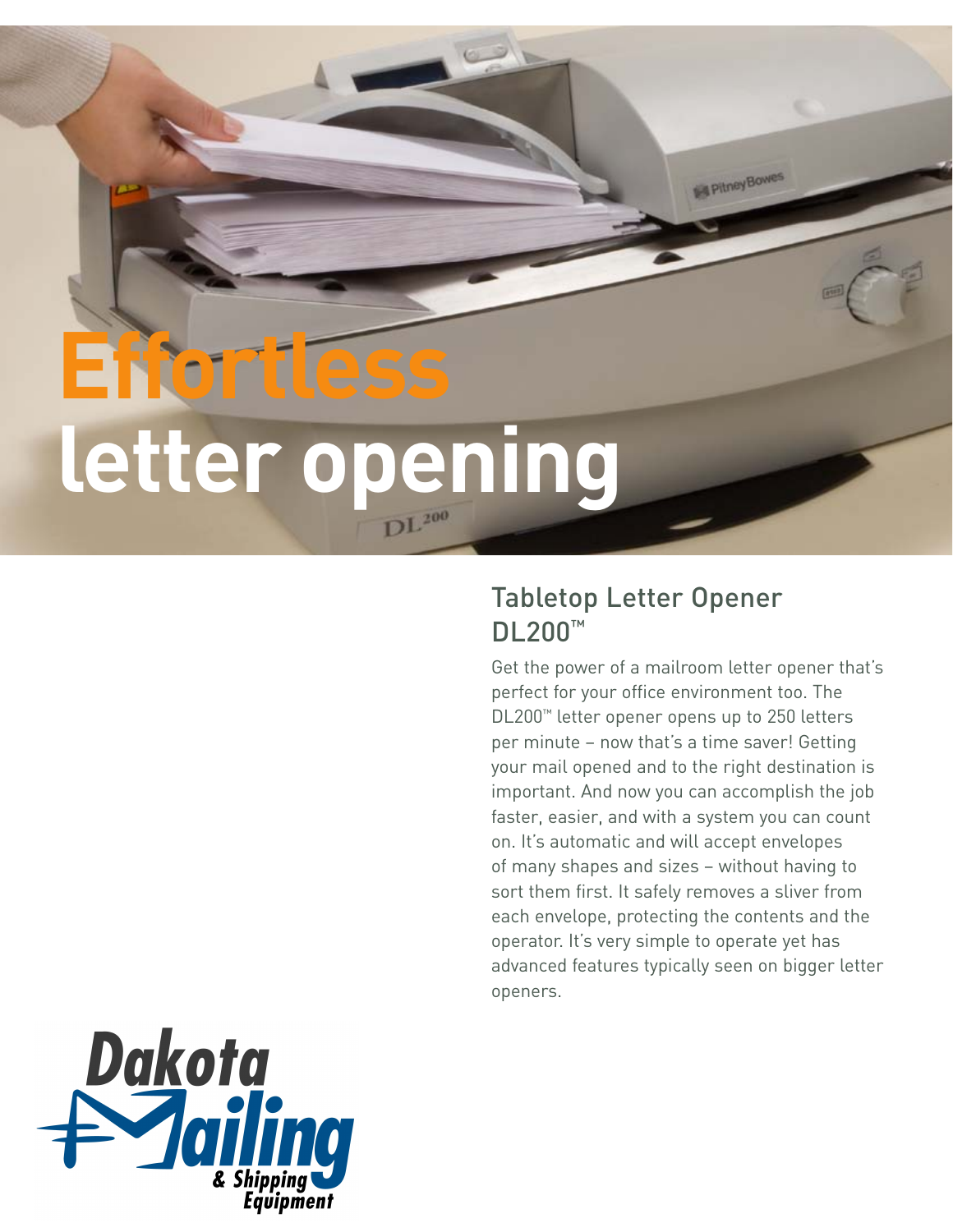# Effortless letter opening

## Tabletop Letter Opener DL200™

Get the power of a mailroom letter opener that's perfect for your office environment too. The DL200™ letter opener opens up to 250 letters per minute – now that's a time saver! Getting your mail opened and to the right destination is important. And now you can accomplish the job faster, easier, and with a system you can count on. It's automatic and will accept envelopes of many shapes and sizes – without having to sort them first. It safely removes a sliver from each envelope, protecting the contents and the operator. It's very simple to operate yet has advanced features typically seen on bigger letter openers.

Dakota Mailing & Shipping Equipment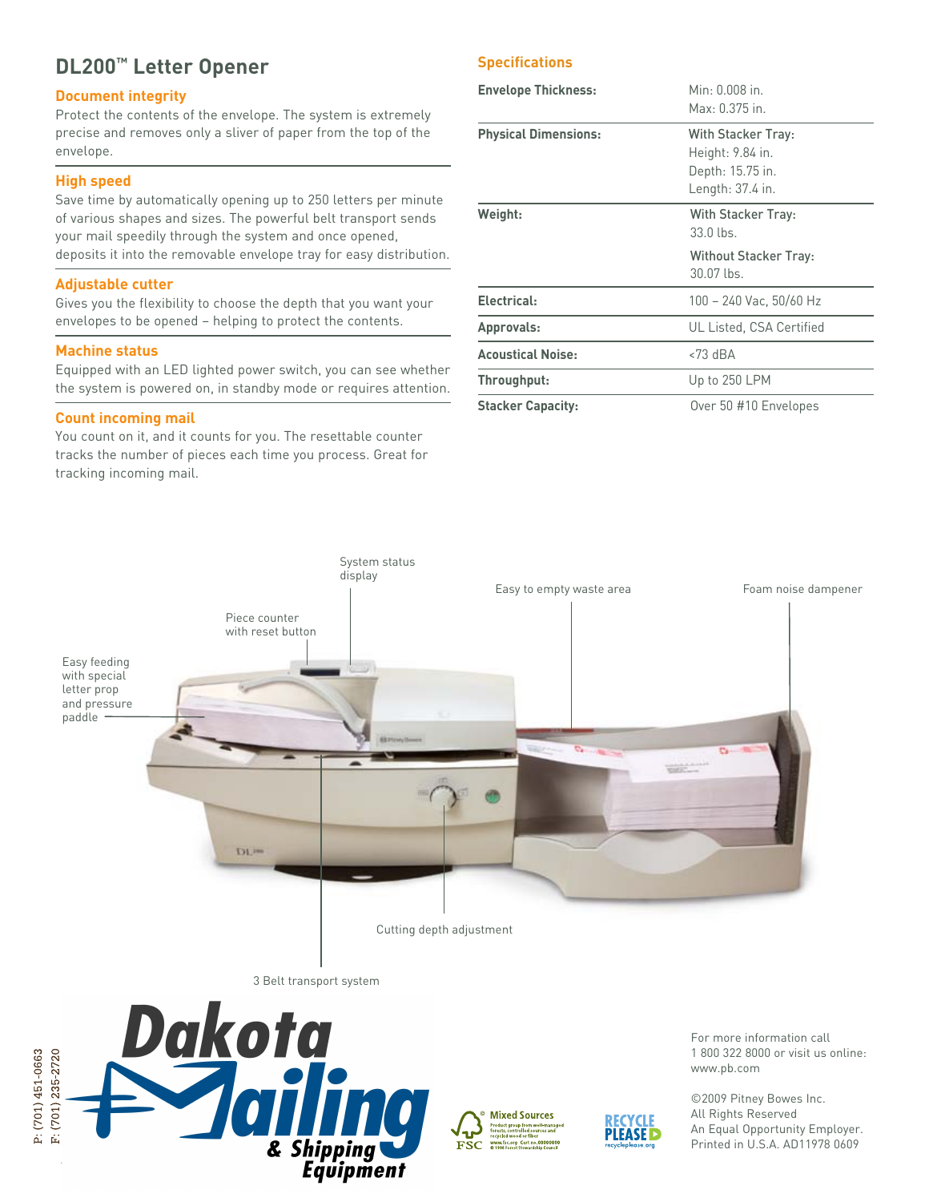# DL200™ Letter Opener

### Document integrity

Protect the contents of the envelope. The system is extremely precise and removes only a sliver of paper from the top of the envelope.

### High speed

Save time by automatically opening up to 250 letters per minute of various shapes and sizes. The powerful belt transport sends your mail speedily through the system and once opened, deposits it into the removable envelope tray for easy distribution.

### Adjustable cutter

Gives you the flexibility to choose the depth that you want your envelopes to be opened – helping to protect the contents.

### Machine status

Equipped with an LED lighted power switch, you can see whether the system is powered on, in standby mode or requires attention.

### Count incoming mail

You count on it, and it counts for you. The resettable counter tracks the number of pieces each time you process. Great for tracking incoming mail.

## Specifications

| | |
|---|---|
| **Envelope Thickness:** | Min: 0.008 in.<br>Max: 0.375 in. |
| **Physical Dimensions:** | With Stacker Tray:<br>Height: 9.84 in.<br>Depth: 15.75 in.<br>Length: 37.4 in. |
| **Weight:** | With Stacker Tray:<br>33.0 lbs.<br>Without Stacker Tray:<br>30.07 lbs. |
| **Electrical:** | 100 – 240 Vac, 50/60 Hz |
| **Approvals:** | UL Listed, CSA Certified |
| **Acoustical Noise:** | <73 dBA |
| **Throughput:** | Up to 250 LPM |
| **Stacker Capacity:** | Over 50 #10 Envelopes |

System status display

Easy to empty waste area

Foam noise dampener

Piece counter with reset button

Easy feeding with special letter prop and pressure paddle

Cutting depth adjustment

3 Belt transport system

Dakota Mailing & Shipping Equipment

P: (701) 451-0663
F: (701) 235-2720

For more information call 1 800 322 8000 or visit us online: www.pb.com

©2009 Pitney Bowes Inc.
All Rights Reserved
An Equal Opportunity Employer.
Printed in U.S.A. AD11978 0609